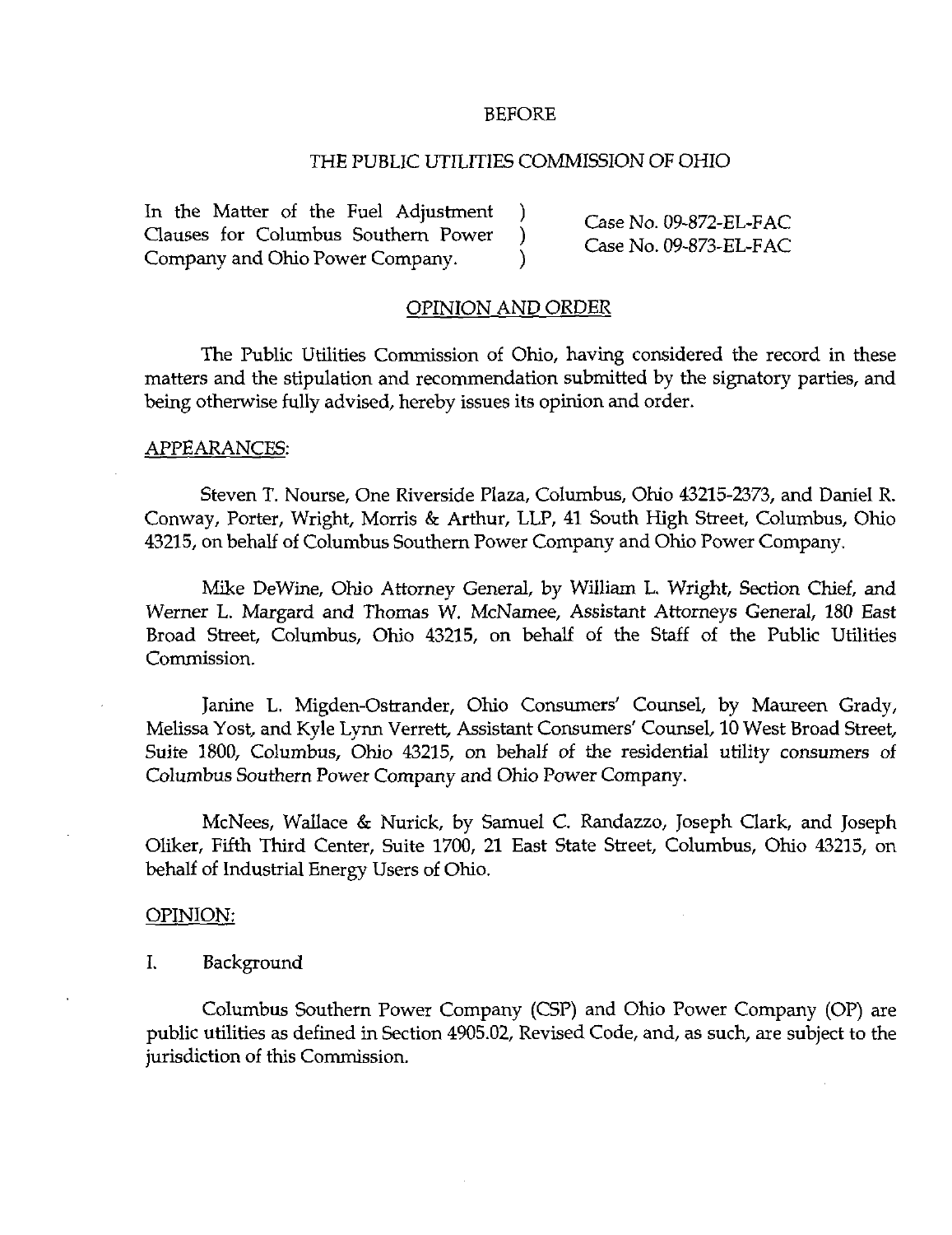BEFORE

THE PUBLIC UTILITIES COMMISSION OF OHIO

| In the Matter of the Fuel Adjustment Clauses for Columbus Southern Power Company and Ohio Power Company. | ) ) ) | Case No. 09-872-EL-FAC Case No. 09-873-EL-FAC |
|---|---|---|

## OPINION AND ORDER

The Public Utilities Commission of Ohio, having considered the record in these matters and the stipulation and recommendation submitted by the signatory parties, and being otherwise fully advised, hereby issues its opinion and order.

### APPEARANCES:

Steven T. Nourse, One Riverside Plaza, Columbus, Ohio 43215-2373, and Daniel R. Conway, Porter, Wright, Morris & Arthur, LLP, 41 South High Street, Columbus, Ohio 43215, on behalf of Columbus Southern Power Company and Ohio Power Company.

Mike DeWine, Ohio Attorney General, by William L. Wright, Section Chief, and Werner L. Margard and Thomas W. McNamee, Assistant Attorneys General, 180 East Broad Street, Columbus, Ohio 43215, on behalf of the Staff of the Public Utilities Commission.

Janine L. Migden-Ostrander, Ohio Consumers' Counsel, by Maureen Grady, Melissa Yost, and Kyle Lynn Verrett, Assistant Consumers' Counsel, 10 West Broad Street, Suite 1800, Columbus, Ohio 43215, on behalf of the residential utility consumers of Columbus Southern Power Company and Ohio Power Company.

McNees, Wallace & Nurick, by Samuel C. Randazzo, Joseph Clark, and Joseph Oliker, Fifth Third Center, Suite 1700, 21 East State Street, Columbus, Ohio 43215, on behalf of Industrial Energy Users of Ohio.

### OPINION:

I. Background

Columbus Southern Power Company (CSP) and Ohio Power Company (OP) are public utilities as defined in Section 4905.02, Revised Code, and, as such, are subject to the jurisdiction of this Commission.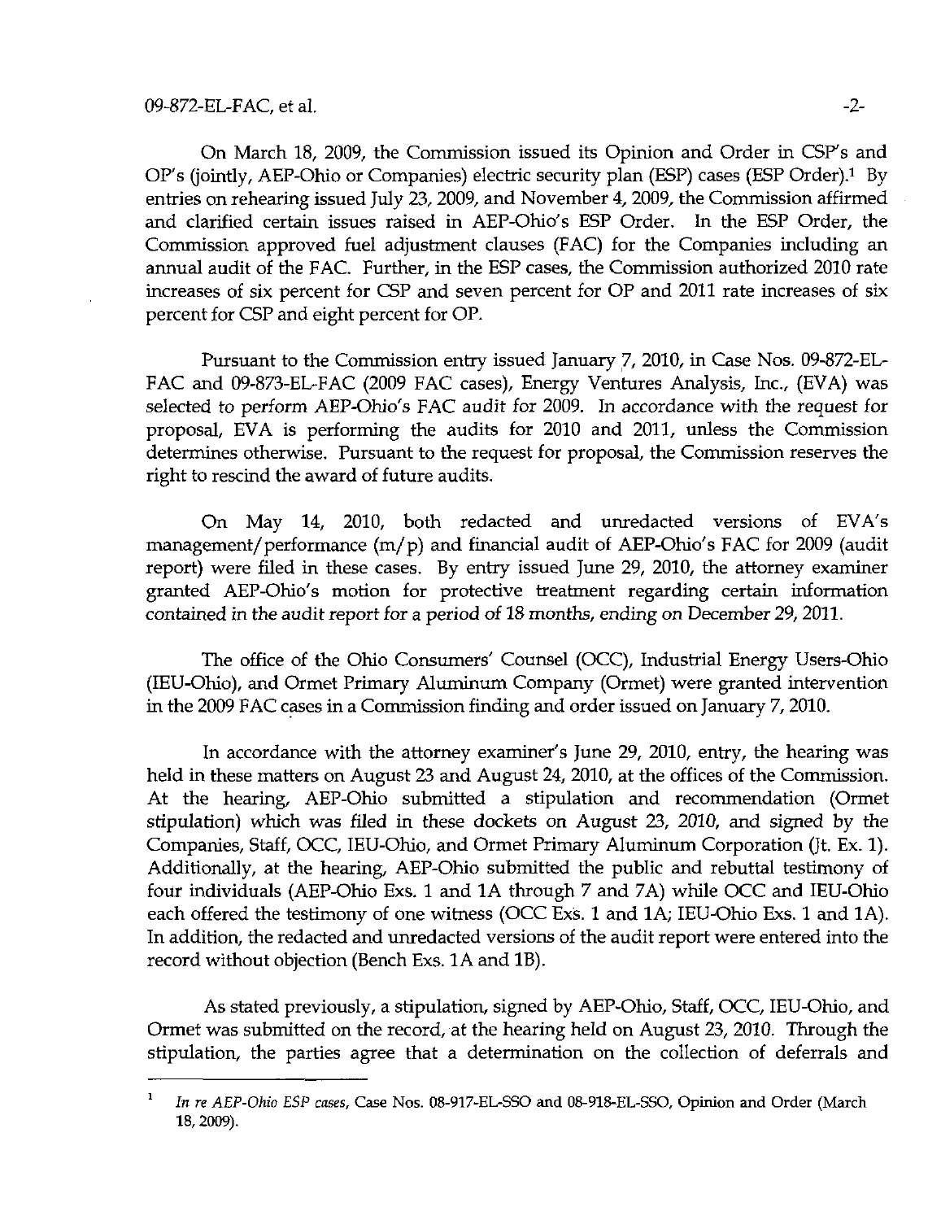On March 18, 2009, the Commission issued its Opinion and Order in CSP's and OP's (jointly, AEP-Ohio or Companies) electric security plan (ESP) cases (ESP Order).[1] By entries on rehearing issued July 23, 2009, and November 4, 2009, the Commission affirmed and clarified certain issues raised in AEP-Ohio's ESP Order. In the ESP Order, the Commission approved fuel adjustment clauses (FAC) for the Companies including an annual audit of the FAC. Further, in the ESP cases, the Commission authorized 2010 rate increases of six percent for CSP and seven percent for OP and 2011 rate increases of six percent for CSP and eight percent for OP.

Pursuant to the Commission entry issued January 7, 2010, in Case Nos. 09-872-EL-FAC and 09-873-EL-FAC (2009 FAC cases), Energy Ventures Analysis, Inc., (EVA) was selected to perform AEP-Ohio's FAC audit for 2009. In accordance with the request for proposal, EVA is performing the audits for 2010 and 2011, unless the Commission determines otherwise. Pursuant to the request for proposal, the Commission reserves the right to rescind the award of future audits.

On May 14, 2010, both redacted and unredacted versions of EVA's management/performance (m/p) and financial audit of AEP-Ohio's FAC for 2009 (audit report) were filed in these cases. By entry issued June 29, 2010, the attorney examiner granted AEP-Ohio's motion for protective treatment regarding certain information contained in the audit report for a period of 18 months, ending on December 29, 2011.

The office of the Ohio Consumers' Counsel (OCC), Industrial Energy Users-Ohio (IEU-Ohio), and Ormet Primary Aluminum Company (Ormet) were granted intervention in the 2009 FAC cases in a Commission finding and order issued on January 7, 2010.

In accordance with the attorney examiner's June 29, 2010, entry, the hearing was held in these matters on August 23 and August 24, 2010, at the offices of the Commission. At the hearing, AEP-Ohio submitted a stipulation and recommendation (Ormet stipulation) which was filed in these dockets on August 23, 2010, and signed by the Companies, Staff, OCC, IEU-Ohio, and Ormet Primary Aluminum Corporation (Jt. Ex. 1). Additionally, at the hearing, AEP-Ohio submitted the public and rebuttal testimony of four individuals (AEP-Ohio Exs. 1 and 1A through 7 and 7A) while OCC and IEU-Ohio each offered the testimony of one witness (OCC Exs. 1 and 1A; IEU-Ohio Exs. 1 and 1A). In addition, the redacted and unredacted versions of the audit report were entered into the record without objection (Bench Exs. 1A and 1B).

As stated previously, a stipulation, signed by AEP-Ohio, Staff, OCC, IEU-Ohio, and Ormet was submitted on the record, at the hearing held on August 23, 2010. Through the stipulation, the parties agree that a determination on the collection of deferrals and

[1] *In re AEP-Ohio ESP cases*, Case Nos. 08-917-EL-SSO and 08-918-EL-SSO, Opinion and Order (March 18, 2009).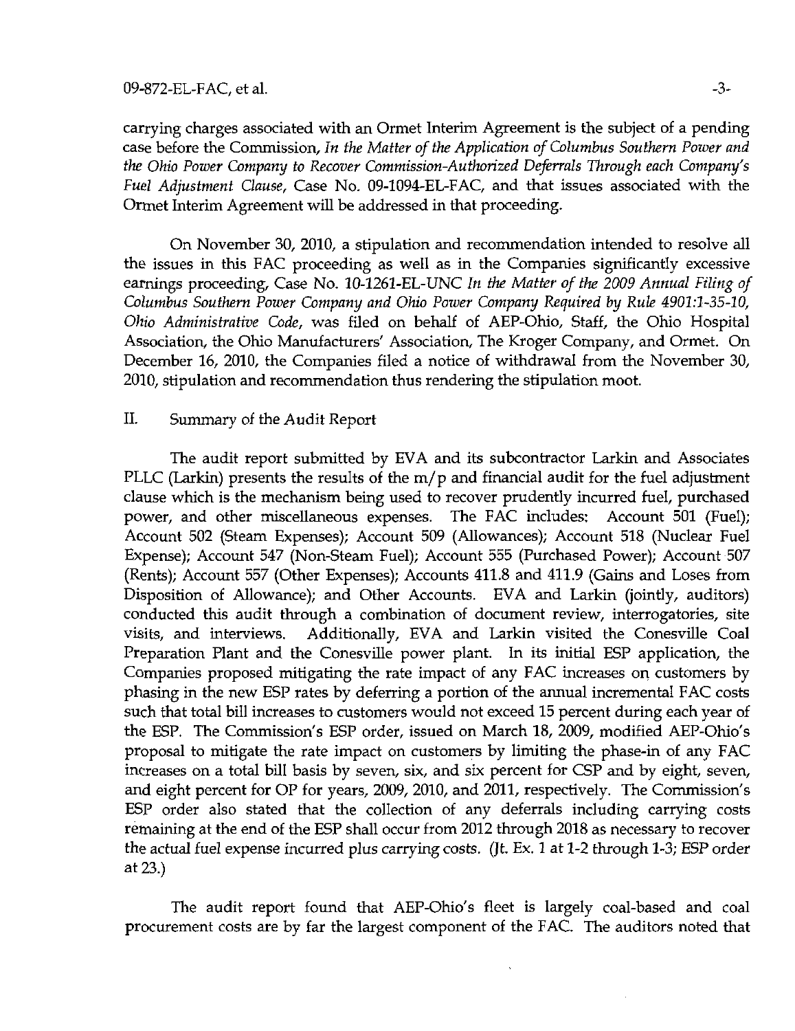carrying charges associated with an Ormet Interim Agreement is the subject of a pending case before the Commission, *In the Matter of the Application of Columbus Southern Power and the Ohio Power Company to Recover Commission-Authorized Deferrals Through each Company's Fuel Adjustment Clause*, Case No. 09-1094-EL-FAC, and that issues associated with the Ormet Interim Agreement will be addressed in that proceeding.

On November 30, 2010, a stipulation and recommendation intended to resolve all the issues in this FAC proceeding as well as in the Companies significantly excessive earnings proceeding, Case No. 10-1261-EL-UNC *In the Matter of the 2009 Annual Filing of Columbus Southern Power Company and Ohio Power Company Required by Rule 4901:1-35-10, Ohio Administrative Code*, was filed on behalf of AEP-Ohio, Staff, the Ohio Hospital Association, the Ohio Manufacturers' Association, The Kroger Company, and Ormet. On December 16, 2010, the Companies filed a notice of withdrawal from the November 30, 2010, stipulation and recommendation thus rendering the stipulation moot.

## II. Summary of the Audit Report

The audit report submitted by EVA and its subcontractor Larkin and Associates PLLC (Larkin) presents the results of the m/p and financial audit for the fuel adjustment clause which is the mechanism being used to recover prudently incurred fuel, purchased power, and other miscellaneous expenses. The FAC includes: Account 501 (Fuel); Account 502 (Steam Expenses); Account 509 (Allowances); Account 518 (Nuclear Fuel Expense); Account 547 (Non-Steam Fuel); Account 555 (Purchased Power); Account 507 (Rents); Account 557 (Other Expenses); Accounts 411.8 and 411.9 (Gains and Loses from Disposition of Allowance); and Other Accounts. EVA and Larkin (jointly, auditors) conducted this audit through a combination of document review, interrogatories, site visits, and interviews. Additionally, EVA and Larkin visited the Conesville Coal Preparation Plant and the Conesville power plant. In its initial ESP application, the Companies proposed mitigating the rate impact of any FAC increases on customers by phasing in the new ESP rates by deferring a portion of the annual incremental FAC costs such that total bill increases to customers would not exceed 15 percent during each year of the ESP. The Commission's ESP order, issued on March 18, 2009, modified AEP-Ohio's proposal to mitigate the rate impact on customers by limiting the phase-in of any FAC increases on a total bill basis by seven, six, and six percent for CSP and by eight, seven, and eight percent for OP for years, 2009, 2010, and 2011, respectively. The Commission's ESP order also stated that the collection of any deferrals including carrying costs remaining at the end of the ESP shall occur from 2012 through 2018 as necessary to recover the actual fuel expense incurred plus carrying costs. (Jt. Ex. 1 at 1-2 through 1-3; ESP order at 23.)

The audit report found that AEP-Ohio's fleet is largely coal-based and coal procurement costs are by far the largest component of the FAC. The auditors noted that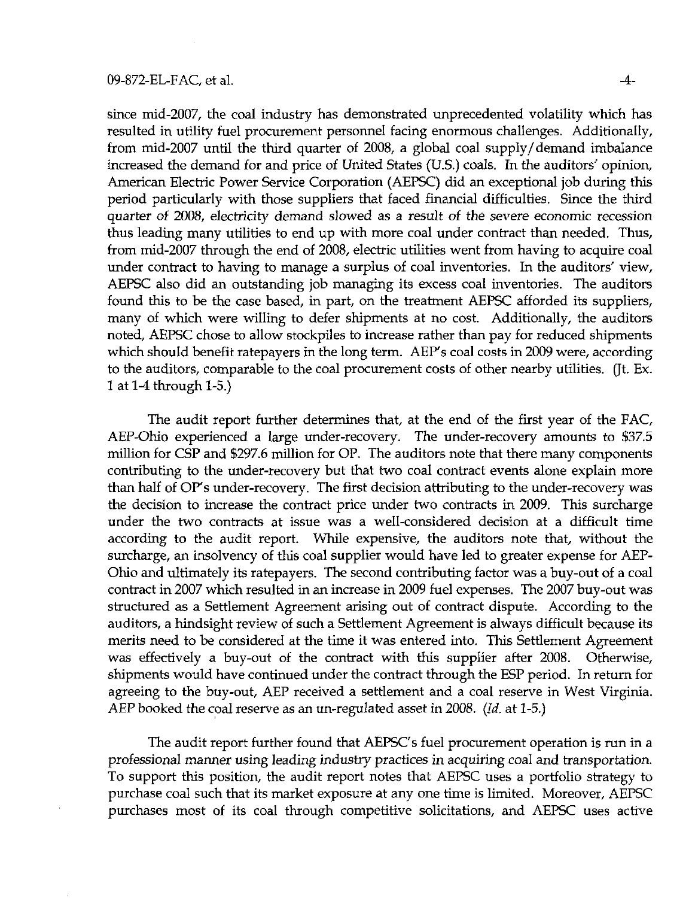since mid-2007, the coal industry has demonstrated unprecedented volatility which has resulted in utility fuel procurement personnel facing enormous challenges. Additionally, from mid-2007 until the third quarter of 2008, a global coal supply/demand imbalance increased the demand for and price of United States (U.S.) coals. In the auditors' opinion, American Electric Power Service Corporation (AEPSC) did an exceptional job during this period particularly with those suppliers that faced financial difficulties. Since the third quarter of 2008, electricity demand slowed as a result of the severe economic recession thus leading many utilities to end up with more coal under contract than needed. Thus, from mid-2007 through the end of 2008, electric utilities went from having to acquire coal under contract to having to manage a surplus of coal inventories. In the auditors' view, AEPSC also did an outstanding job managing its excess coal inventories. The auditors found this to be the case based, in part, on the treatment AEPSC afforded its suppliers, many of which were willing to defer shipments at no cost. Additionally, the auditors noted, AEPSC chose to allow stockpiles to increase rather than pay for reduced shipments which should benefit ratepayers in the long term. AEP's coal costs in 2009 were, according to the auditors, comparable to the coal procurement costs of other nearby utilities. (Jt. Ex. 1 at 1-4 through 1-5.)

The audit report further determines that, at the end of the first year of the FAC, AEP-Ohio experienced a large under-recovery. The under-recovery amounts to $37.5 million for CSP and $297.6 million for OP. The auditors note that there many components contributing to the under-recovery but that two coal contract events alone explain more than half of OP's under-recovery. The first decision attributing to the under-recovery was the decision to increase the contract price under two contracts in 2009. This surcharge under the two contracts at issue was a well-considered decision at a difficult time according to the audit report. While expensive, the auditors note that, without the surcharge, an insolvency of this coal supplier would have led to greater expense for AEP-Ohio and ultimately its ratepayers. The second contributing factor was a buy-out of a coal contract in 2007 which resulted in an increase in 2009 fuel expenses. The 2007 buy-out was structured as a Settlement Agreement arising out of contract dispute. According to the auditors, a hindsight review of such a Settlement Agreement is always difficult because its merits need to be considered at the time it was entered into. This Settlement Agreement was effectively a buy-out of the contract with this supplier after 2008. Otherwise, shipments would have continued under the contract through the ESP period. In return for agreeing to the buy-out, AEP received a settlement and a coal reserve in West Virginia. AEP booked the coal reserve as an un-regulated asset in 2008. (*Id.* at 1-5.)

The audit report further found that AEPSC's fuel procurement operation is run in a professional manner using leading industry practices in acquiring coal and transportation. To support this position, the audit report notes that AEPSC uses a portfolio strategy to purchase coal such that its market exposure at any one time is limited. Moreover, AEPSC purchases most of its coal through competitive solicitations, and AEPSC uses active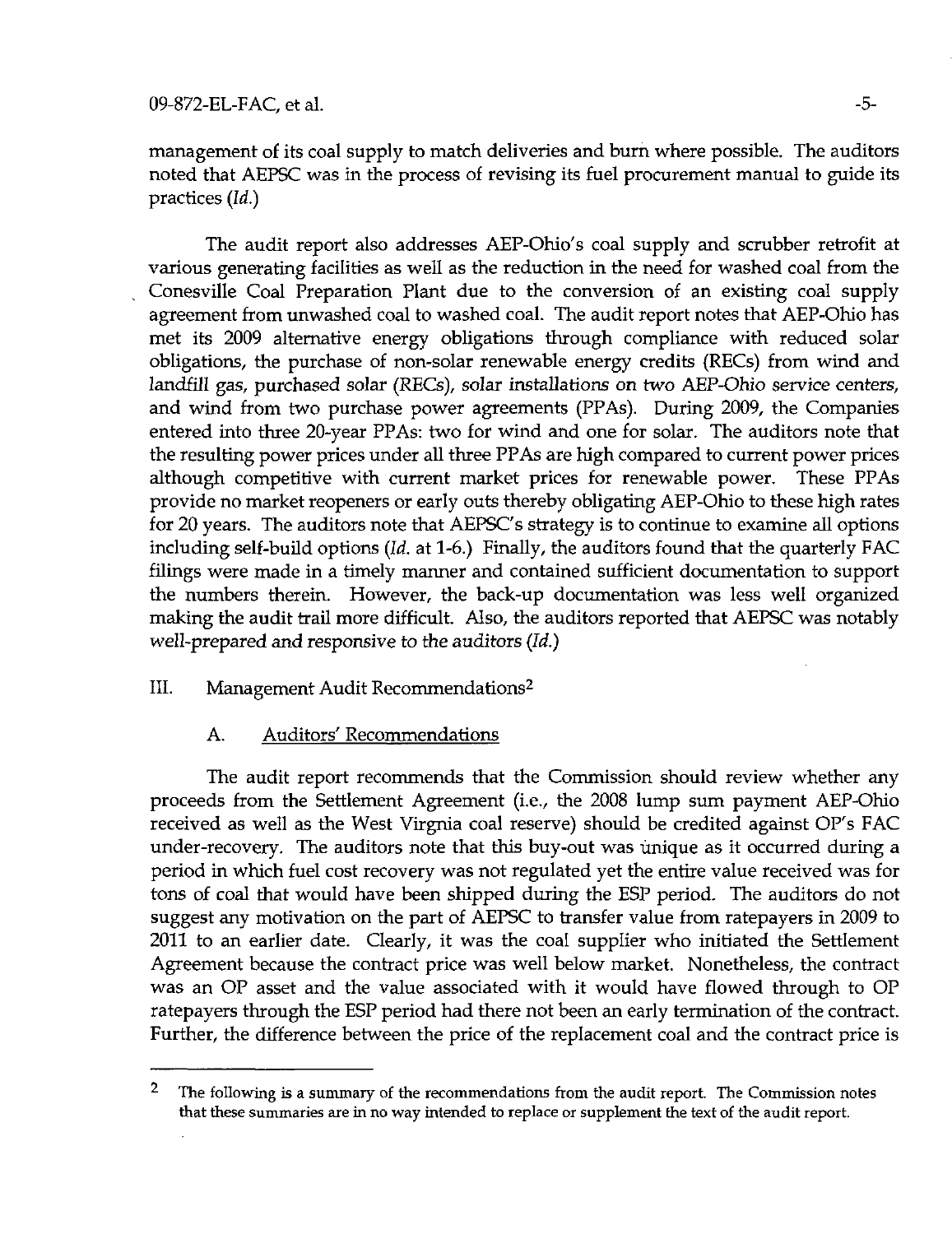management of its coal supply to match deliveries and burn where possible. The auditors noted that AEPSC was in the process of revising its fuel procurement manual to guide its practices (*Id.*)

The audit report also addresses AEP-Ohio's coal supply and scrubber retrofit at various generating facilities as well as the reduction in the need for washed coal from the Conesville Coal Preparation Plant due to the conversion of an existing coal supply agreement from unwashed coal to washed coal. The audit report notes that AEP-Ohio has met its 2009 alternative energy obligations through compliance with reduced solar obligations, the purchase of non-solar renewable energy credits (RECs) from wind and landfill gas, purchased solar (RECs), solar installations on two AEP-Ohio service centers, and wind from two purchase power agreements (PPAs). During 2009, the Companies entered into three 20-year PPAs: two for wind and one for solar. The auditors note that the resulting power prices under all three PPAs are high compared to current power prices although competitive with current market prices for renewable power. These PPAs provide no market reopeners or early outs thereby obligating AEP-Ohio to these high rates for 20 years. The auditors note that AEPSC's strategy is to continue to examine all options including self-build options (*Id.* at 1-6.) Finally, the auditors found that the quarterly FAC filings were made in a timely manner and contained sufficient documentation to support the numbers therein. However, the back-up documentation was less well organized making the audit trail more difficult. Also, the auditors reported that AEPSC was notably well-prepared and responsive to the auditors (*Id.*)

## III. Management Audit Recommendations[2]

### A. Auditors' Recommendations

The audit report recommends that the Commission should review whether any proceeds from the Settlement Agreement (i.e., the 2008 lump sum payment AEP-Ohio received as well as the West Virgnia coal reserve) should be credited against OP's FAC under-recovery. The auditors note that this buy-out was unique as it occurred during a period in which fuel cost recovery was not regulated yet the entire value received was for tons of coal that would have been shipped during the ESP period. The auditors do not suggest any motivation on the part of AEPSC to transfer value from ratepayers in 2009 to 2011 to an earlier date. Clearly, it was the coal supplier who initiated the Settlement Agreement because the contract price was well below market. Nonetheless, the contract was an OP asset and the value associated with it would have flowed through to OP ratepayers through the ESP period had there not been an early termination of the contract. Further, the difference between the price of the replacement coal and the contract price is

---

[2] The following is a summary of the recommendations from the audit report. The Commission notes that these summaries are in no way intended to replace or supplement the text of the audit report.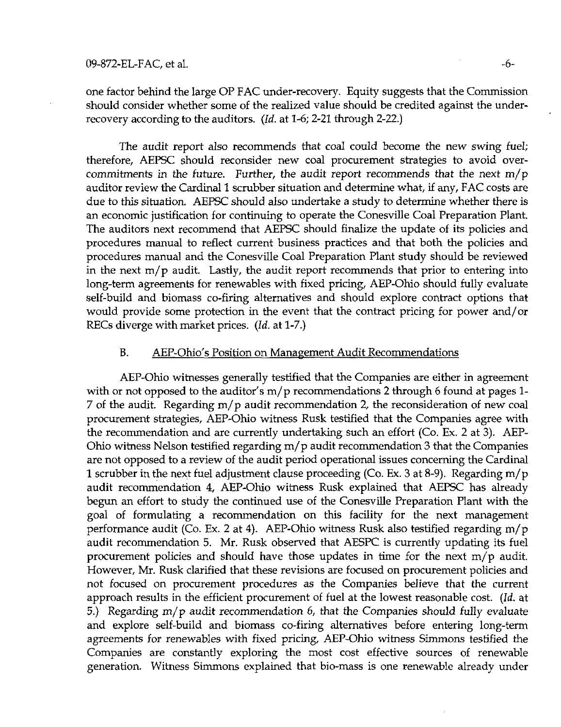one factor behind the large OP FAC under-recovery. Equity suggests that the Commission should consider whether some of the realized value should be credited against the under-recovery according to the auditors. (*Id.* at 1-6; 2-21 through 2-22.)

The audit report also recommends that coal could become the new swing fuel; therefore, AEPSC should reconsider new coal procurement strategies to avoid over-commitments in the future. Further, the audit report recommends that the next m/p auditor review the Cardinal 1 scrubber situation and determine what, if any, FAC costs are due to this situation. AEPSC should also undertake a study to determine whether there is an economic justification for continuing to operate the Conesville Coal Preparation Plant. The auditors next recommend that AEPSC should finalize the update of its policies and procedures manual to reflect current business practices and that both the policies and procedures manual and the Conesville Coal Preparation Plant study should be reviewed in the next m/p audit. Lastly, the audit report recommends that prior to entering into long-term agreements for renewables with fixed pricing, AEP-Ohio should fully evaluate self-build and biomass co-firing alternatives and should explore contract options that would provide some protection in the event that the contract pricing for power and/or RECs diverge with market prices. (*Id.* at 1-7.)

## B. AEP-Ohio's Position on Management Audit Recommendations

AEP-Ohio witnesses generally testified that the Companies are either in agreement with or not opposed to the auditor's m/p recommendations 2 through 6 found at pages 1-7 of the audit. Regarding m/p audit recommendation 2, the reconsideration of new coal procurement strategies, AEP-Ohio witness Rusk testified that the Companies agree with the recommendation and are currently undertaking such an effort (Co. Ex. 2 at 3). AEP-Ohio witness Nelson testified regarding m/p audit recommendation 3 that the Companies are not opposed to a review of the audit period operational issues concerning the Cardinal 1 scrubber in the next fuel adjustment clause proceeding (Co. Ex. 3 at 8-9). Regarding m/p audit recommendation 4, AEP-Ohio witness Rusk explained that AEPSC has already begun an effort to study the continued use of the Conesville Preparation Plant with the goal of formulating a recommendation on this facility for the next management performance audit (Co. Ex. 2 at 4). AEP-Ohio witness Rusk also testified regarding m/p audit recommendation 5. Mr. Rusk observed that AESPC is currently updating its fuel procurement policies and should have those updates in time for the next m/p audit. However, Mr. Rusk clarified that these revisions are focused on procurement policies and not focused on procurement procedures as the Companies believe that the current approach results in the efficient procurement of fuel at the lowest reasonable cost. (*Id.* at 5.) Regarding m/p audit recommendation 6, that the Companies should fully evaluate and explore self-build and biomass co-firing alternatives before entering long-term agreements for renewables with fixed pricing, AEP-Ohio witness Simmons testified the Companies are constantly exploring the most cost effective sources of renewable generation. Witness Simmons explained that bio-mass is one renewable already under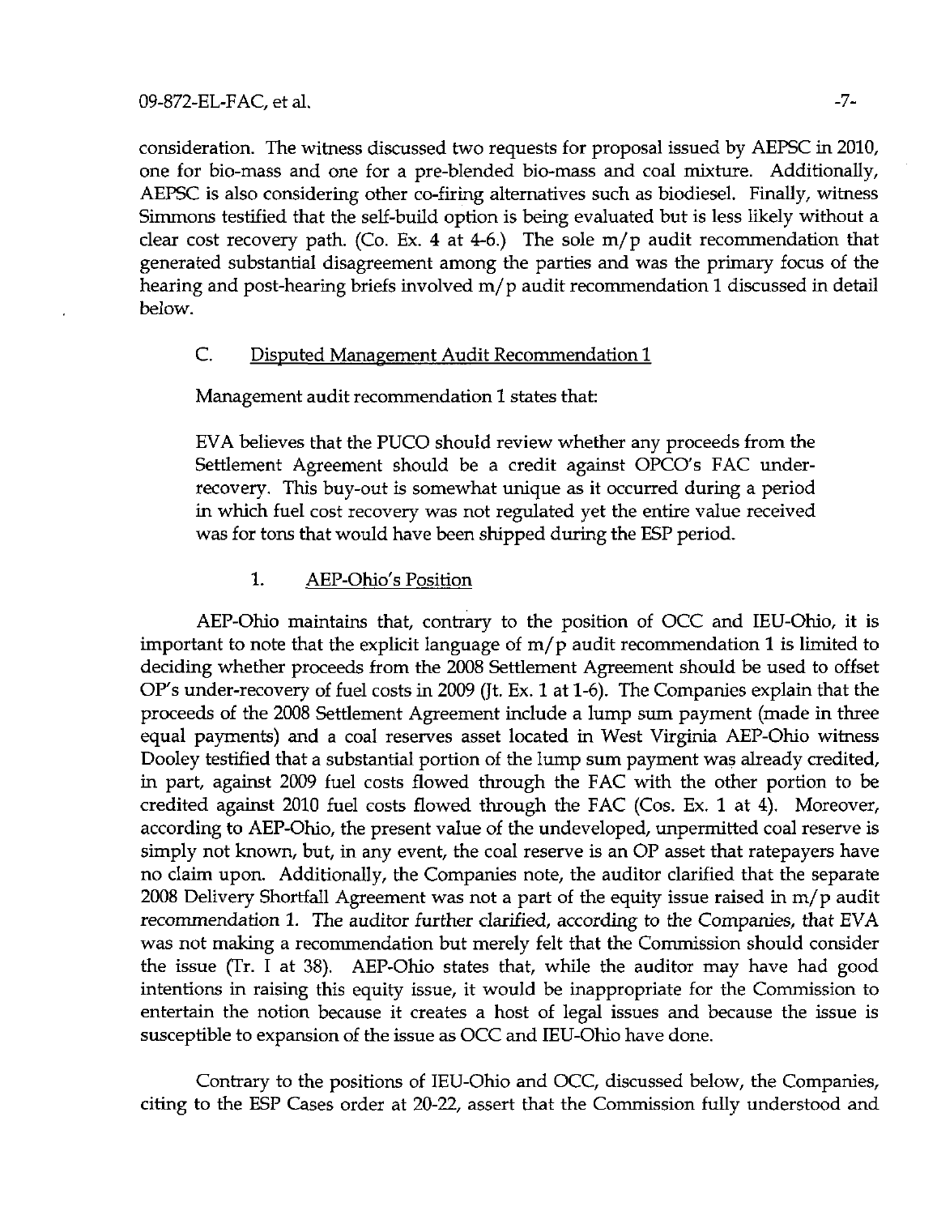consideration. The witness discussed two requests for proposal issued by AEPSC in 2010, one for bio-mass and one for a pre-blended bio-mass and coal mixture. Additionally, AEPSC is also considering other co-firing alternatives such as biodiesel. Finally, witness Simmons testified that the self-build option is being evaluated but is less likely without a clear cost recovery path. (Co. Ex. 4 at 4-6.) The sole m/p audit recommendation that generated substantial disagreement among the parties and was the primary focus of the hearing and post-hearing briefs involved m/p audit recommendation 1 discussed in detail below.

## C. Disputed Management Audit Recommendation 1

Management audit recommendation 1 states that:

> EVA believes that the PUCO should review whether any proceeds from the Settlement Agreement should be a credit against OPCO's FAC under-recovery. This buy-out is somewhat unique as it occurred during a period in which fuel cost recovery was not regulated yet the entire value received was for tons that would have been shipped during the ESP period.

### 1. AEP-Ohio's Position

AEP-Ohio maintains that, contrary to the position of OCC and IEU-Ohio, it is important to note that the explicit language of m/p audit recommendation 1 is limited to deciding whether proceeds from the 2008 Settlement Agreement should be used to offset OP's under-recovery of fuel costs in 2009 (Jt. Ex. 1 at 1-6). The Companies explain that the proceeds of the 2008 Settlement Agreement include a lump sum payment (made in three equal payments) and a coal reserves asset located in West Virginia AEP-Ohio witness Dooley testified that a substantial portion of the lump sum payment was already credited, in part, against 2009 fuel costs flowed through the FAC with the other portion to be credited against 2010 fuel costs flowed through the FAC (Cos. Ex. 1 at 4). Moreover, according to AEP-Ohio, the present value of the undeveloped, unpermitted coal reserve is simply not known, but, in any event, the coal reserve is an OP asset that ratepayers have no claim upon. Additionally, the Companies note, the auditor clarified that the separate 2008 Delivery Shortfall Agreement was not a part of the equity issue raised in m/p audit recommendation 1. The auditor further clarified, according to the Companies, that EVA was not making a recommendation but merely felt that the Commission should consider the issue (Tr. I at 38). AEP-Ohio states that, while the auditor may have had good intentions in raising this equity issue, it would be inappropriate for the Commission to entertain the notion because it creates a host of legal issues and because the issue is susceptible to expansion of the issue as OCC and IEU-Ohio have done.

Contrary to the positions of IEU-Ohio and OCC, discussed below, the Companies, citing to the ESP Cases order at 20-22, assert that the Commission fully understood and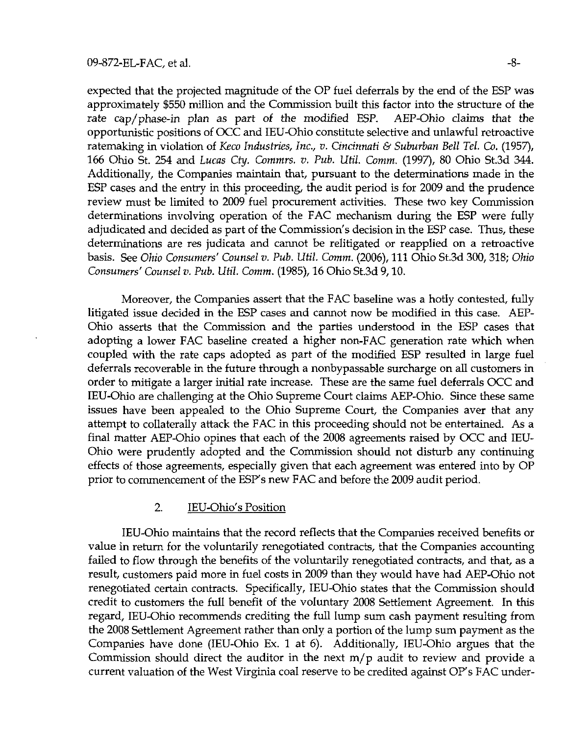expected that the projected magnitude of the OP fuel deferrals by the end of the ESP was approximately $550 million and the Commission built this factor into the structure of the rate cap/phase-in plan as part of the modified ESP. AEP-Ohio claims that the opportunistic positions of OCC and IEU-Ohio constitute selective and unlawful retroactive ratemaking in violation of *Keco Industries, Inc., v. Cincinnati & Suburban Bell Tel. Co.* (1957), 166 Ohio St. 254 and *Lucas Cty. Commrs. v. Pub. Util. Comm.* (1997), 80 Ohio St.3d 344. Additionally, the Companies maintain that, pursuant to the determinations made in the ESP cases and the entry in this proceeding, the audit period is for 2009 and the prudence review must be limited to 2009 fuel procurement activities. These two key Commission determinations involving operation of the FAC mechanism during the ESP were fully adjudicated and decided as part of the Commission's decision in the ESP case. Thus, these determinations are res judicata and cannot be relitigated or reapplied on a retroactive basis. See *Ohio Consumers' Counsel v. Pub. Util. Comm.* (2006), 111 Ohio St.3d 300, 318; *Ohio Consumers' Counsel v. Pub. Util. Comm.* (1985), 16 Ohio St.3d 9, 10.

Moreover, the Companies assert that the FAC baseline was a hotly contested, fully litigated issue decided in the ESP cases and cannot now be modified in this case. AEP-Ohio asserts that the Commission and the parties understood in the ESP cases that adopting a lower FAC baseline created a higher non-FAC generation rate which when coupled with the rate caps adopted as part of the modified ESP resulted in large fuel deferrals recoverable in the future through a nonbypassable surcharge on all customers in order to mitigate a larger initial rate increase. These are the same fuel deferrals OCC and IEU-Ohio are challenging at the Ohio Supreme Court claims AEP-Ohio. Since these same issues have been appealed to the Ohio Supreme Court, the Companies aver that any attempt to collaterally attack the FAC in this proceeding should not be entertained. As a final matter AEP-Ohio opines that each of the 2008 agreements raised by OCC and IEU-Ohio were prudently adopted and the Commission should not disturb any continuing effects of those agreements, especially given that each agreement was entered into by OP prior to commencement of the ESP's new FAC and before the 2009 audit period.

### 2. IEU-Ohio's Position

IEU-Ohio maintains that the record reflects that the Companies received benefits or value in return for the voluntarily renegotiated contracts, that the Companies accounting failed to flow through the benefits of the voluntarily renegotiated contracts, and that, as a result, customers paid more in fuel costs in 2009 than they would have had AEP-Ohio not renegotiated certain contracts. Specifically, IEU-Ohio states that the Commission should credit to customers the full benefit of the voluntary 2008 Settlement Agreement. In this regard, IEU-Ohio recommends crediting the full lump sum cash payment resulting from the 2008 Settlement Agreement rather than only a portion of the lump sum payment as the Companies have done (IEU-Ohio Ex. 1 at 6). Additionally, IEU-Ohio argues that the Commission should direct the auditor in the next m/p audit to review and provide a current valuation of the West Virginia coal reserve to be credited against OP's FAC under-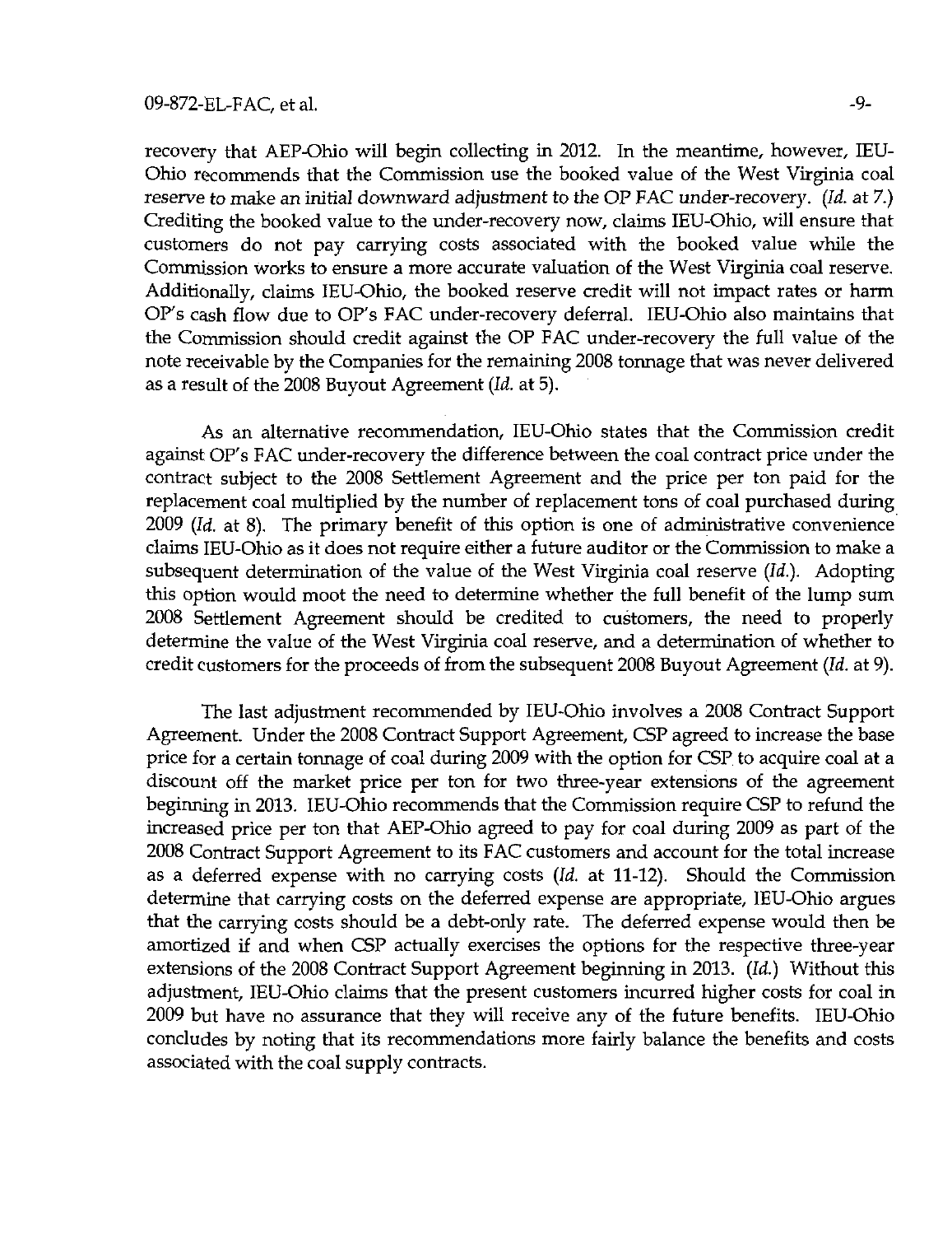recovery that AEP-Ohio will begin collecting in 2012. In the meantime, however, IEU-Ohio recommends that the Commission use the booked value of the West Virginia coal reserve to make an *initial downward adjustment* to the OP FAC under-recovery. (*Id.* at 7.) Crediting the booked value to the under-recovery now, claims IEU-Ohio, will ensure that customers do not pay carrying costs associated with the booked value while the Commission works to ensure a more accurate valuation of the West Virginia coal reserve. Additionally, claims IEU-Ohio, the booked reserve credit will not impact rates or harm OP's cash flow due to OP's FAC under-recovery deferral. IEU-Ohio also maintains that the Commission should credit against the OP FAC under-recovery the full value of the note receivable by the Companies for the remaining 2008 tonnage that was never delivered as a result of the 2008 Buyout Agreement (*Id.* at 5).

As an alternative recommendation, IEU-Ohio states that the Commission credit against OP's FAC under-recovery the difference between the coal contract price under the contract subject to the 2008 Settlement Agreement and the price per ton paid for the replacement coal multiplied by the number of replacement tons of coal purchased during 2009 (*Id.* at 8). The primary benefit of this option is one of administrative convenience claims IEU-Ohio as it does not require either a future auditor or the Commission to make a subsequent determination of the value of the West Virginia coal reserve (*Id.*). Adopting this option would moot the need to determine whether the full benefit of the lump sum 2008 Settlement Agreement should be credited to customers, the need to properly determine the value of the West Virginia coal reserve, and a determination of whether to credit customers for the proceeds of from the subsequent 2008 Buyout Agreement (*Id.* at 9).

The last adjustment recommended by IEU-Ohio involves a 2008 Contract Support Agreement. Under the 2008 Contract Support Agreement, CSP agreed to increase the base price for a certain tonnage of coal during 2009 with the option for CSP to acquire coal at a discount off the market price per ton for two three-year extensions of the agreement beginning in 2013. IEU-Ohio recommends that the Commission require CSP to refund the increased price per ton that AEP-Ohio agreed to pay for coal during 2009 as part of the 2008 Contract Support Agreement to its FAC customers and account for the total increase as a deferred expense with no carrying costs (*Id.* at 11-12). Should the Commission determine that carrying costs on the deferred expense are appropriate, IEU-Ohio argues that the carrying costs should be a debt-only rate. The deferred expense would then be amortized if and when CSP actually exercises the options for the respective three-year extensions of the 2008 Contract Support Agreement beginning in 2013. (*Id.*) Without this adjustment, IEU-Ohio claims that the present customers incurred higher costs for coal in 2009 but have no assurance that they will receive any of the future benefits. IEU-Ohio concludes by noting that its recommendations more fairly balance the benefits and costs associated with the coal supply contracts.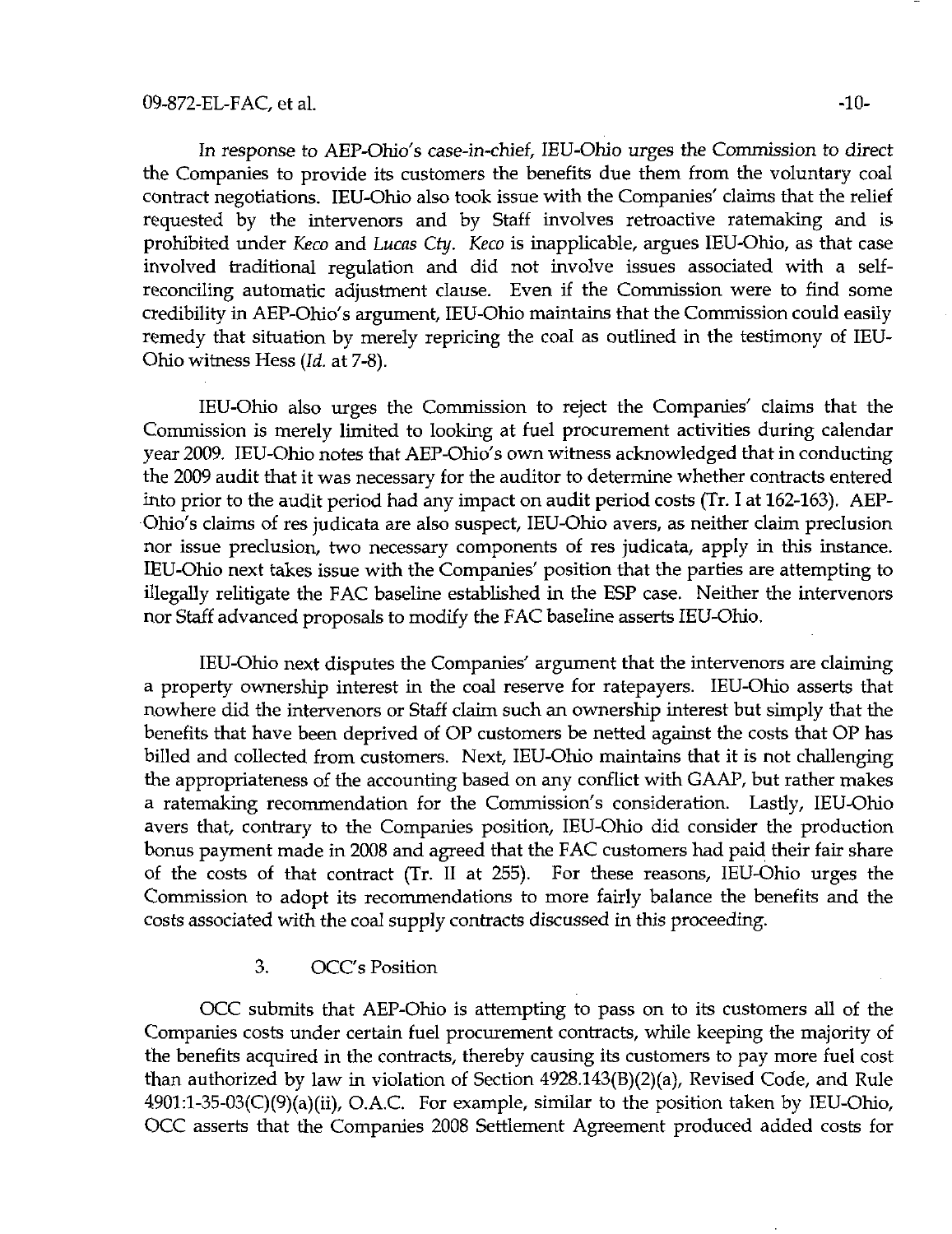In response to AEP-Ohio's case-in-chief, IEU-Ohio urges the Commission to direct the Companies to provide its customers the benefits due them from the voluntary coal contract negotiations. IEU-Ohio also took issue with the Companies' claims that the relief requested by the intervenors and by Staff involves retroactive ratemaking and is prohibited under *Keco* and *Lucas Cty*. *Keco* is inapplicable, argues IEU-Ohio, as that case involved traditional regulation and did not involve issues associated with a self-reconciling automatic adjustment clause. Even if the Commission were to find some credibility in AEP-Ohio's argument, IEU-Ohio maintains that the Commission could easily remedy that situation by merely repricing the coal as outlined in the testimony of IEU-Ohio witness Hess (*Id.* at 7-8).

IEU-Ohio also urges the Commission to reject the Companies' claims that the Commission is merely limited to looking at fuel procurement activities during calendar year 2009. IEU-Ohio notes that AEP-Ohio's own witness acknowledged that in conducting the 2009 audit that it was necessary for the auditor to determine whether contracts entered into prior to the audit period had any impact on audit period costs (Tr. I at 162-163). AEP-Ohio's claims of res judicata are also suspect, IEU-Ohio avers, as neither claim preclusion nor issue preclusion, two necessary components of res judicata, apply in this instance. IEU-Ohio next takes issue with the Companies' position that the parties are attempting to illegally relitigate the FAC baseline established in the ESP case. Neither the intervenors nor Staff advanced proposals to modify the FAC baseline asserts IEU-Ohio.

IEU-Ohio next disputes the Companies' argument that the intervenors are claiming a property ownership interest in the coal reserve for ratepayers. IEU-Ohio asserts that nowhere did the intervenors or Staff claim such an ownership interest but simply that the benefits that have been deprived of OP customers be netted against the costs that OP has billed and collected from customers. Next, IEU-Ohio maintains that it is not challenging the appropriateness of the accounting based on any conflict with GAAP, but rather makes a ratemaking recommendation for the Commission's consideration. Lastly, IEU-Ohio avers that, contrary to the Companies position, IEU-Ohio did consider the production bonus payment made in 2008 and agreed that the FAC customers had paid their fair share of the costs of that contract (Tr. II at 255). For these reasons, IEU-Ohio urges the Commission to adopt its recommendations to more fairly balance the benefits and the costs associated with the coal supply contracts discussed in this proceeding.

### 3. OCC's Position

OCC submits that AEP-Ohio is attempting to pass on to its customers all of the Companies costs under certain fuel procurement contracts, while keeping the majority of the benefits acquired in the contracts, thereby causing its customers to pay more fuel cost than authorized by law in violation of Section 4928.143(B)(2)(a), Revised Code, and Rule 4901:1-35-03(C)(9)(a)(ii), O.A.C. For example, similar to the position taken by IEU-Ohio, OCC asserts that the Companies 2008 Settlement Agreement produced added costs for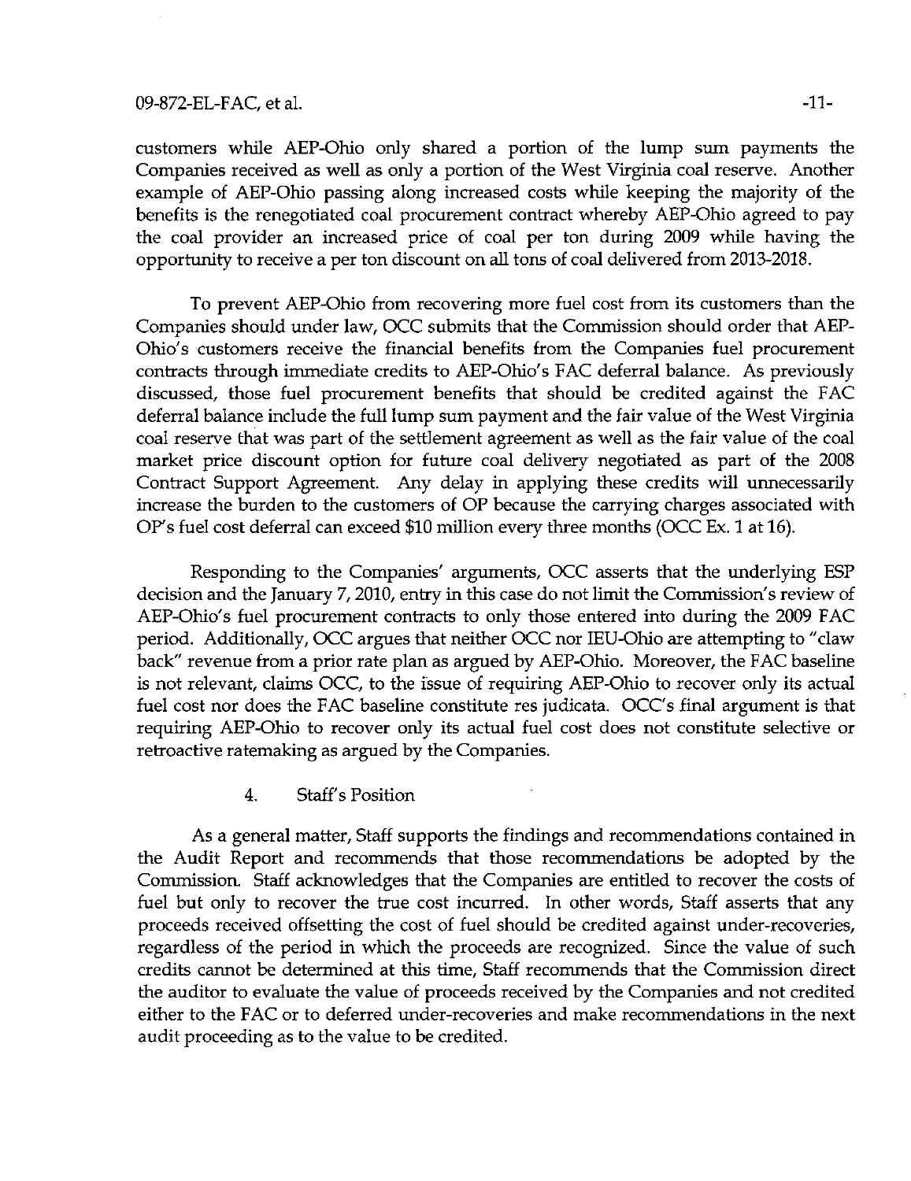customers while AEP-Ohio only shared a portion of the lump sum payments the Companies received as well as only a portion of the West Virginia coal reserve. Another example of AEP-Ohio passing along increased costs while keeping the majority of the benefits is the renegotiated coal procurement contract whereby AEP-Ohio agreed to pay the coal provider an increased price of coal per ton during 2009 while having the opportunity to receive a per ton discount on all tons of coal delivered from 2013-2018.

To prevent AEP-Ohio from recovering more fuel cost from its customers than the Companies should under law, OCC submits that the Commission should order that AEP-Ohio's customers receive the financial benefits from the Companies fuel procurement contracts through immediate credits to AEP-Ohio's FAC deferral balance. As previously discussed, those fuel procurement benefits that should be credited against the FAC deferral balance include the full lump sum payment and the fair value of the West Virginia coal reserve that was part of the settlement agreement as well as the fair value of the coal market price discount option for future coal delivery negotiated as part of the 2008 Contract Support Agreement. Any delay in applying these credits will unnecessarily increase the burden to the customers of OP because the carrying charges associated with OP's fuel cost deferral can exceed $10 million every three months (OCC Ex. 1 at 16).

Responding to the Companies' arguments, OCC asserts that the underlying ESP decision and the January 7, 2010, entry in this case do not limit the Commission's review of AEP-Ohio's fuel procurement contracts to only those entered into during the 2009 FAC period. Additionally, OCC argues that neither OCC nor IEU-Ohio are attempting to "claw back" revenue from a prior rate plan as argued by AEP-Ohio. Moreover, the FAC baseline is not relevant, claims OCC, to the issue of requiring AEP-Ohio to recover only its actual fuel cost nor does the FAC baseline constitute res judicata. OCC's final argument is that requiring AEP-Ohio to recover only its actual fuel cost does not constitute selective or retroactive ratemaking as argued by the Companies.

### 4. Staff's Position

As a general matter, Staff supports the findings and recommendations contained in the Audit Report and recommends that those recommendations be adopted by the Commission. Staff acknowledges that the Companies are entitled to recover the costs of fuel but only to recover the true cost incurred. In other words, Staff asserts that any proceeds received offsetting the cost of fuel should be credited against under-recoveries, regardless of the period in which the proceeds are recognized. Since the value of such credits cannot be determined at this time, Staff recommends that the Commission direct the auditor to evaluate the value of proceeds received by the Companies and not credited either to the FAC or to deferred under-recoveries and make recommendations in the next audit proceeding as to the value to be credited.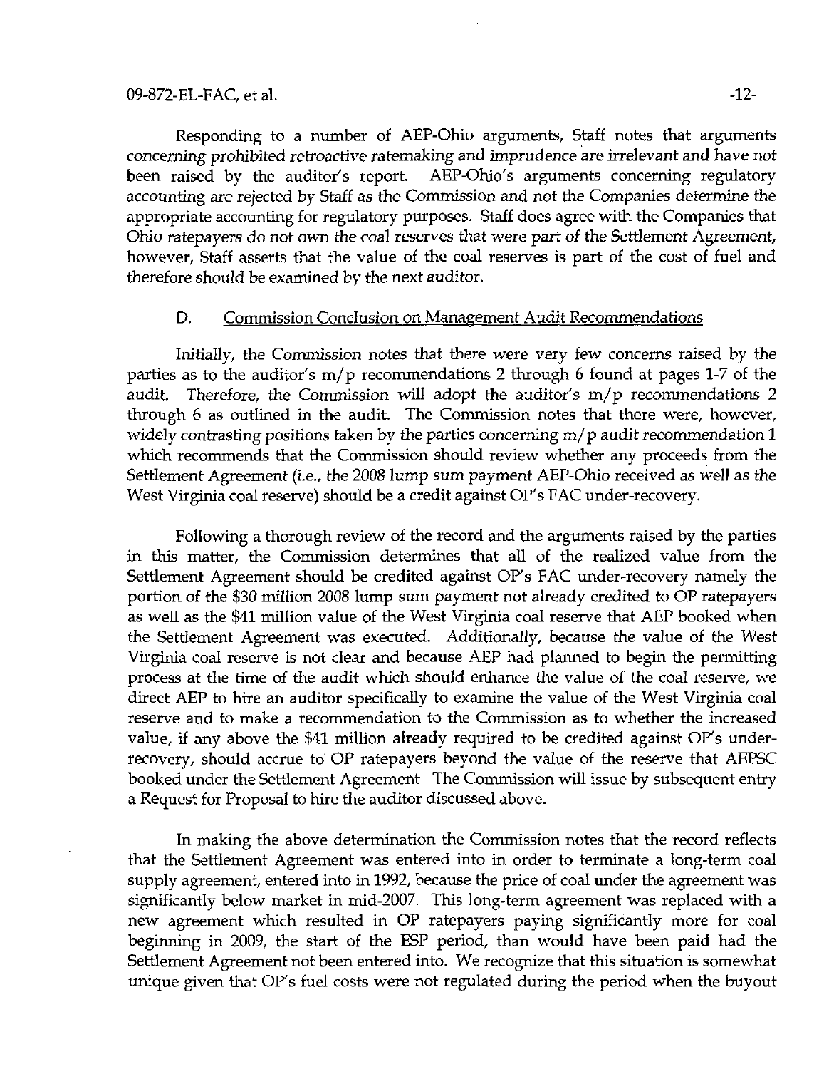Responding to a number of AEP-Ohio arguments, Staff notes that arguments concerning prohibited retroactive ratemaking and imprudence are irrelevant and have not been raised by the auditor's report. AEP-Ohio's arguments concerning regulatory accounting are rejected by Staff as the Commission and not the Companies determine the appropriate accounting for regulatory purposes. Staff does agree with the Companies that Ohio ratepayers do not own the coal reserves that were part of the Settlement Agreement, however, Staff asserts that the value of the coal reserves is part of the cost of fuel and therefore should be examined by the next auditor.

### D. Commission Conclusion on Management Audit Recommendations

Initially, the Commission notes that there were very few concerns raised by the parties as to the auditor's m/p recommendations 2 through 6 found at pages 1-7 of the audit. Therefore, the Commission will adopt the auditor's m/p recommendations 2 through 6 as outlined in the audit. The Commission notes that there were, however, widely contrasting positions taken by the parties concerning m/p audit recommendation 1 which recommends that the Commission should review whether any proceeds from the Settlement Agreement (i.e., the 2008 lump sum payment AEP-Ohio received as well as the West Virginia coal reserve) should be a credit against OP's FAC under-recovery.

Following a thorough review of the record and the arguments raised by the parties in this matter, the Commission determines that all of the realized value from the Settlement Agreement should be credited against OP's FAC under-recovery namely the portion of the $30 million 2008 lump sum payment not already credited to OP ratepayers as well as the $41 million value of the West Virginia coal reserve that AEP booked when the Settlement Agreement was executed. Additionally, because the value of the West Virginia coal reserve is not clear and because AEP had planned to begin the permitting process at the time of the audit which should enhance the value of the coal reserve, we direct AEP to hire an auditor specifically to examine the value of the West Virginia coal reserve and to make a recommendation to the Commission as to whether the increased value, if any above the $41 million already required to be credited against OP's under-recovery, should accrue to OP ratepayers beyond the value of the reserve that AEPSC booked under the Settlement Agreement. The Commission will issue by subsequent entry a Request for Proposal to hire the auditor discussed above.

In making the above determination the Commission notes that the record reflects that the Settlement Agreement was entered into in order to terminate a long-term coal supply agreement, entered into in 1992, because the price of coal under the agreement was significantly below market in mid-2007. This long-term agreement was replaced with a new agreement which resulted in OP ratepayers paying significantly more for coal beginning in 2009, the start of the ESP period, than would have been paid had the Settlement Agreement not been entered into. We recognize that this situation is somewhat unique given that OP's fuel costs were not regulated during the period when the buyout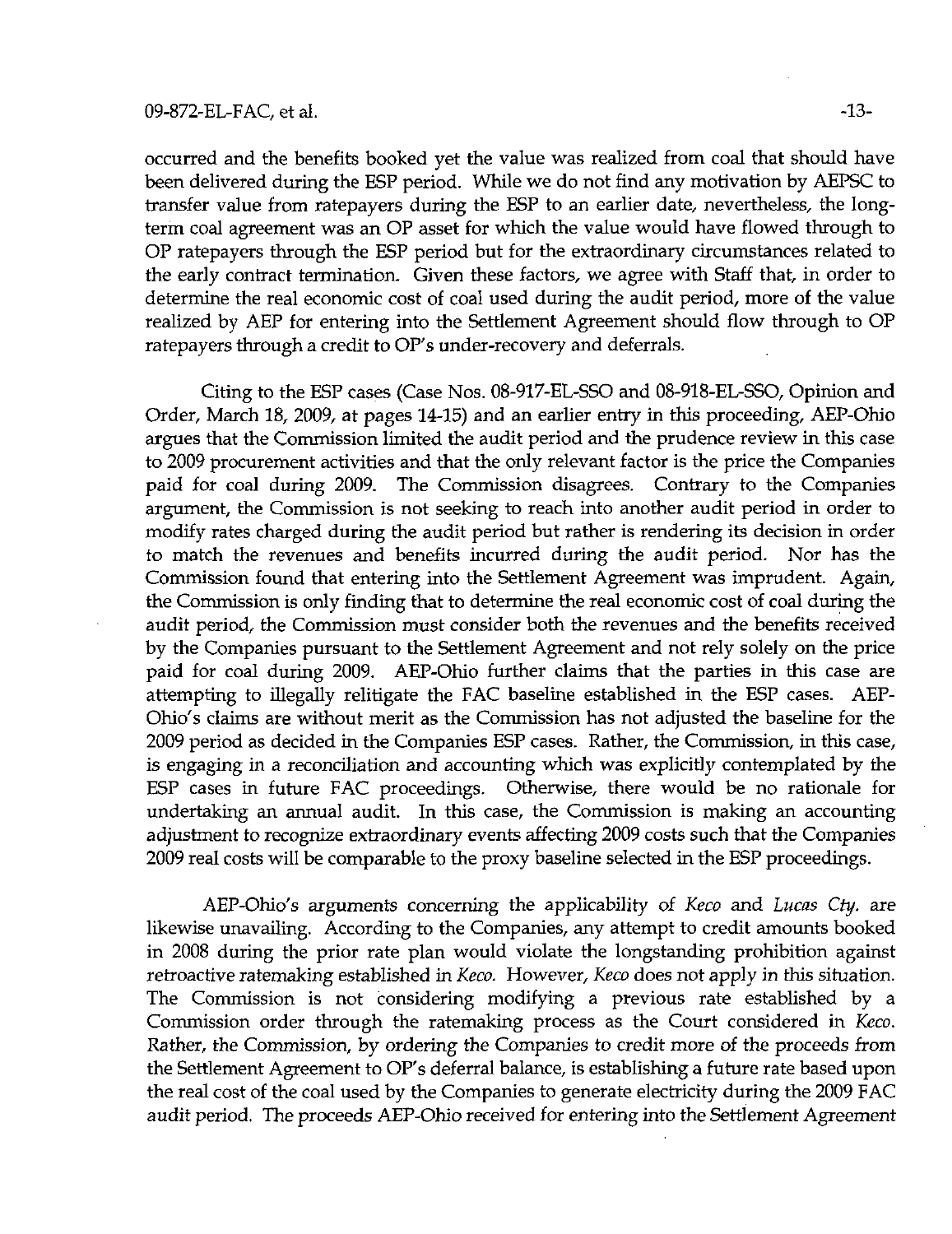occurred and the benefits booked yet the value was realized from coal that should have been delivered during the ESP period. While we do not find any motivation by AEPSC to transfer value from ratepayers during the ESP to an earlier date, nevertheless, the long-term coal agreement was an OP asset for which the value would have flowed through to OP ratepayers through the ESP period but for the extraordinary circumstances related to the early contract termination. Given these factors, we agree with Staff that, in order to determine the real economic cost of coal used during the audit period, more of the value realized by AEP for entering into the Settlement Agreement should flow through to OP ratepayers through a credit to OP's under-recovery and deferrals.

Citing to the ESP cases (Case Nos. 08-917-EL-SSO and 08-918-EL-SSO, Opinion and Order, March 18, 2009, at pages 14-15) and an earlier entry in this proceeding, AEP-Ohio argues that the Commission limited the audit period and the prudence review in this case to 2009 procurement activities and that the only relevant factor is the price the Companies paid for coal during 2009. The Commission disagrees. Contrary to the Companies argument, the Commission is not seeking to reach into another audit period in order to modify rates charged during the audit period but rather is rendering its decision in order to match the revenues and benefits incurred during the audit period. Nor has the Commission found that entering into the Settlement Agreement was imprudent. Again, the Commission is only finding that to determine the real economic cost of coal during the audit period, the Commission must consider both the revenues and the benefits received by the Companies pursuant to the Settlement Agreement and not rely solely on the price paid for coal during 2009. AEP-Ohio further claims that the parties in this case are attempting to illegally relitigate the FAC baseline established in the ESP cases. AEP-Ohio's claims are without merit as the Commission has not adjusted the baseline for the 2009 period as decided in the Companies ESP cases. Rather, the Commission, in this case, is engaging in a reconciliation and accounting which was explicitly contemplated by the ESP cases in future FAC proceedings. Otherwise, there would be no rationale for undertaking an annual audit. In this case, the Commission is making an accounting adjustment to recognize extraordinary events affecting 2009 costs such that the Companies 2009 real costs will be comparable to the proxy baseline selected in the ESP proceedings.

AEP-Ohio's arguments concerning the applicability of *Keco* and *Lucas Cty.* are likewise unavailing. According to the Companies, any attempt to credit amounts booked in 2008 during the prior rate plan would violate the longstanding prohibition against retroactive ratemaking established in *Keco*. However, *Keco* does not apply in this situation. The Commission is not considering modifying a previous rate established by a Commission order through the ratemaking process as the Court considered in *Keco*. Rather, the Commission, by ordering the Companies to credit more of the proceeds from the Settlement Agreement to OP's deferral balance, is establishing a future rate based upon the real cost of the coal used by the Companies to generate electricity during the 2009 FAC audit period. The proceeds AEP-Ohio received for entering into the Settlement Agreement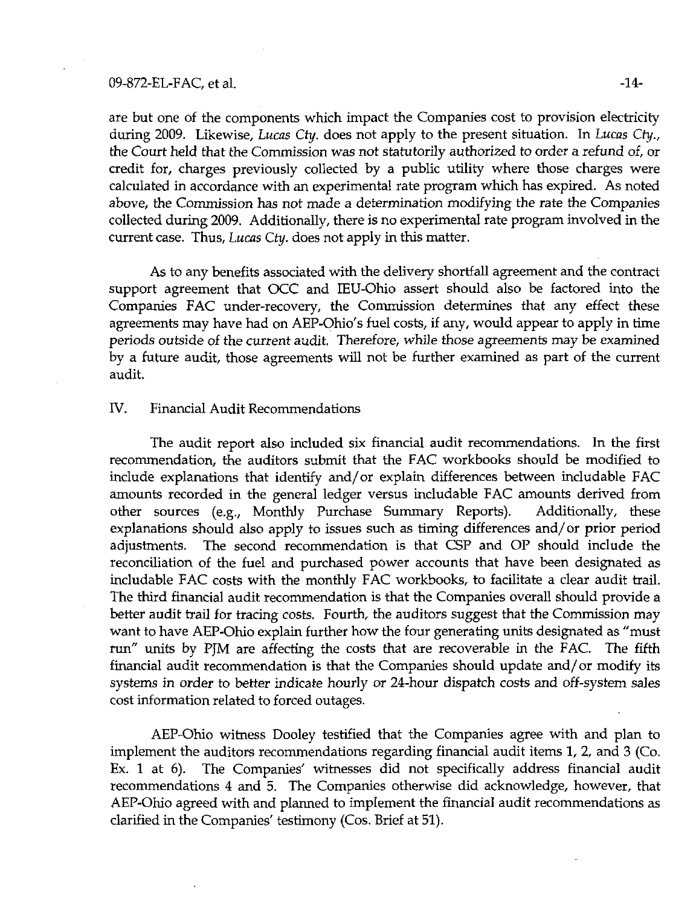are but one of the components which impact the Companies cost to provision electricity during 2009. Likewise, *Lucas Cty.* does not apply to the present situation. In *Lucas Cty.*, the Court held that the Commission was not statutorily authorized to order a refund of, or credit for, charges previously collected by a public utility where those charges were calculated in accordance with an experimental rate program which has expired. As noted above, the Commission has not made a determination modifying the rate the Companies collected during 2009. Additionally, there is no experimental rate program involved in the current case. Thus, *Lucas Cty.* does not apply in this matter.

As to any benefits associated with the delivery shortfall agreement and the contract support agreement that OCC and IEU-Ohio assert should also be factored into the Companies FAC under-recovery, the Commission determines that any effect these agreements may have had on AEP-Ohio's fuel costs, if any, would appear to apply in time periods outside of the current audit. Therefore, while those agreements may be examined by a future audit, those agreements will not be further examined as part of the current audit.

## IV. Financial Audit Recommendations

The audit report also included six financial audit recommendations. In the first recommendation, the auditors submit that the FAC workbooks should be modified to include explanations that identify and/or explain differences between includable FAC amounts recorded in the general ledger versus includable FAC amounts derived from other sources (e.g., Monthly Purchase Summary Reports). Additionally, these explanations should also apply to issues such as timing differences and/or prior period adjustments. The second recommendation is that CSP and OP should include the reconciliation of the fuel and purchased power accounts that have been designated as includable FAC costs with the monthly FAC workbooks, to facilitate a clear audit trail. The third financial audit recommendation is that the Companies overall should provide a better audit trail for tracing costs. Fourth, the auditors suggest that the Commission may want to have AEP-Ohio explain further how the four generating units designated as "must run" units by PJM are affecting the costs that are recoverable in the FAC. The fifth financial audit recommendation is that the Companies should update and/or modify its systems in order to better indicate hourly or 24-hour dispatch costs and off-system sales cost information related to forced outages.

AEP-Ohio witness Dooley testified that the Companies agree with and plan to implement the auditors recommendations regarding financial audit items 1, 2, and 3 (Co. Ex. 1 at 6). The Companies' witnesses did not specifically address financial audit recommendations 4 and 5. The Companies otherwise did acknowledge, however, that AEP-Ohio agreed with and planned to implement the financial audit recommendations as clarified in the Companies' testimony (Cos. Brief at 51).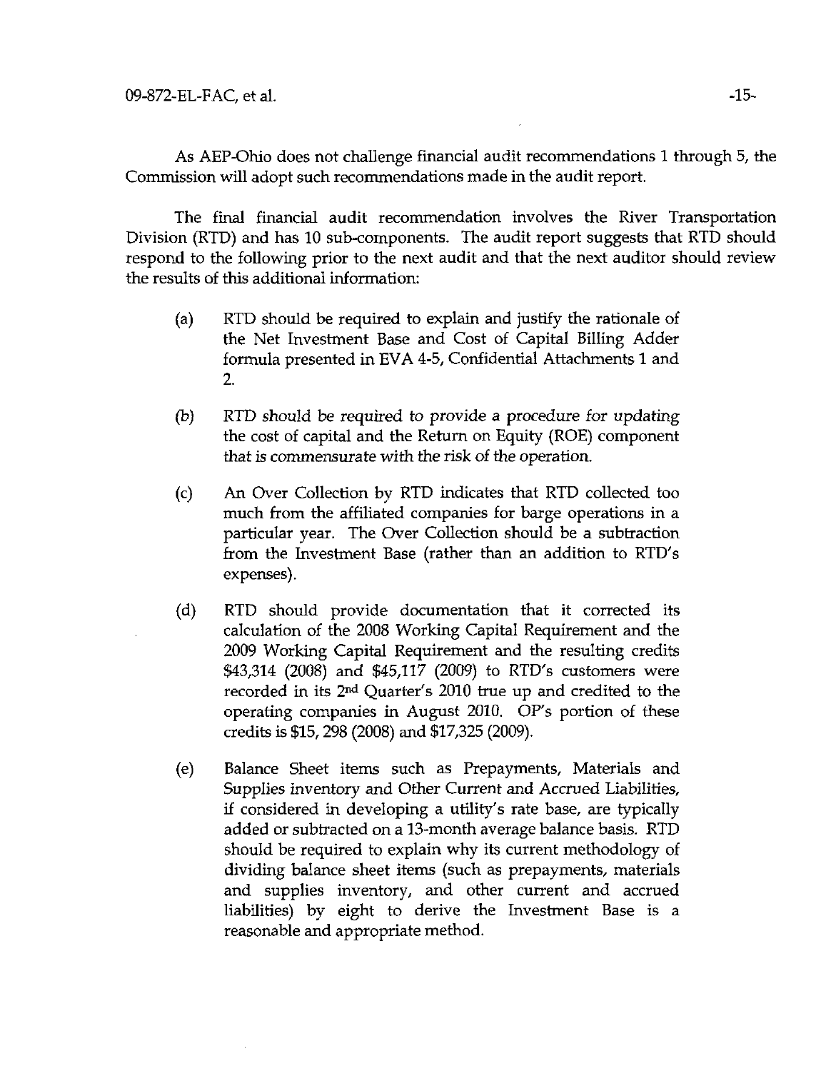As AEP-Ohio does not challenge financial audit recommendations 1 through 5, the Commission will adopt such recommendations made in the audit report.

The final financial audit recommendation involves the River Transportation Division (RTD) and has 10 sub-components. The audit report suggests that RTD should respond to the following prior to the next audit and that the next auditor should review the results of this additional information:

(a) RTD should be required to explain and justify the rationale of the Net Investment Base and Cost of Capital Billing Adder formula presented in EVA 4-5, Confidential Attachments 1 and 2.

(b) RTD should be required to provide a procedure for updating the cost of capital and the Return on Equity (ROE) component that is commensurate with the risk of the operation.

(c) An Over Collection by RTD indicates that RTD collected too much from the affiliated companies for barge operations in a particular year. The Over Collection should be a subtraction from the Investment Base (rather than an addition to RTD's expenses).

(d) RTD should provide documentation that it corrected its calculation of the 2008 Working Capital Requirement and the 2009 Working Capital Requirement and the resulting credits $43,314 (2008) and $45,117 (2009) to RTD's customers were recorded in its 2nd Quarter's 2010 true up and credited to the operating companies in August 2010. OP's portion of these credits is $15, 298 (2008) and $17,325 (2009).

(e) Balance Sheet items such as Prepayments, Materials and Supplies inventory and Other Current and Accrued Liabilities, if considered in developing a utility's rate base, are typically added or subtracted on a 13-month average balance basis. RTD should be required to explain why its current methodology of dividing balance sheet items (such as prepayments, materials and supplies inventory, and other current and accrued liabilities) by eight to derive the Investment Base is a reasonable and appropriate method.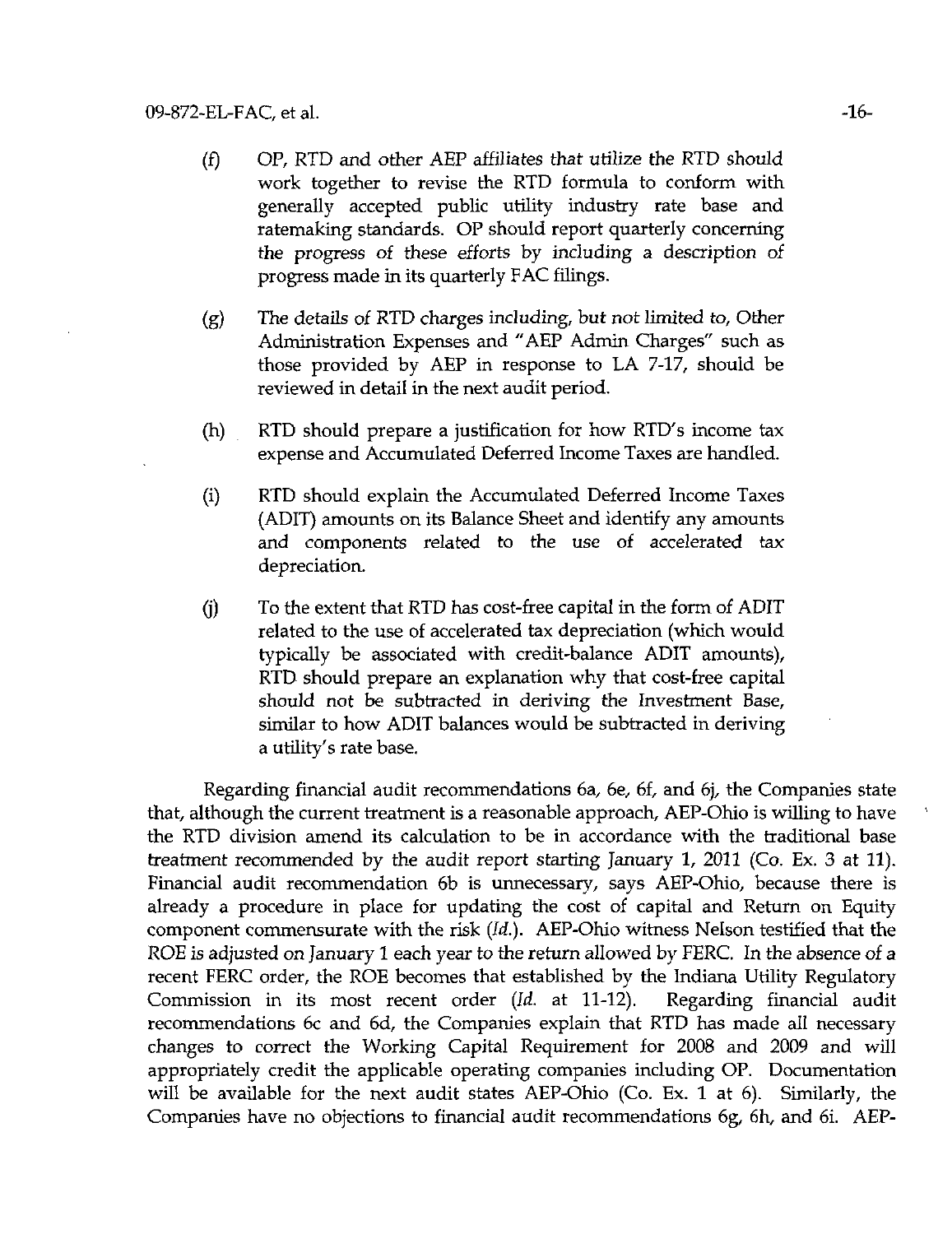(f) OP, RTD and other AEP affiliates that utilize the RTD should work together to revise the RTD formula to conform with generally accepted public utility industry rate base and ratemaking standards. OP should report quarterly concerning the progress of these efforts by including a description of progress made in its quarterly FAC filings.

(g) The details of RTD charges including, but not limited to, Other Administration Expenses and "AEP Admin Charges" such as those provided by AEP in response to LA 7-17, should be reviewed in detail in the next audit period.

(h) RTD should prepare a justification for how RTD's income tax expense and Accumulated Deferred Income Taxes are handled.

(i) RTD should explain the Accumulated Deferred Income Taxes (ADIT) amounts on its Balance Sheet and identify any amounts and components related to the use of accelerated tax depreciation.

(j) To the extent that RTD has cost-free capital in the form of ADIT related to the use of accelerated tax depreciation (which would typically be associated with credit-balance ADIT amounts), RTD should prepare an explanation why that cost-free capital should not be subtracted in deriving the Investment Base, similar to how ADIT balances would be subtracted in deriving a utility's rate base.

Regarding financial audit recommendations 6a, 6e, 6f, and 6j, the Companies state that, although the current treatment is a reasonable approach, AEP-Ohio is willing to have the RTD division amend its calculation to be in accordance with the traditional base treatment recommended by the audit report starting January 1, 2011 (Co. Ex. 3 at 11). Financial audit recommendation 6b is unnecessary, says AEP-Ohio, because there is already a procedure in place for updating the cost of capital and Return on Equity component commensurate with the risk (*Id.*). AEP-Ohio witness Nelson testified that the ROE is adjusted on January 1 each year to the return allowed by FERC. In the absence of a recent FERC order, the ROE becomes that established by the Indiana Utility Regulatory Commission in its most recent order (*Id.* at 11-12). Regarding financial audit recommendations 6c and 6d, the Companies explain that RTD has made all necessary changes to correct the Working Capital Requirement for 2008 and 2009 and will appropriately credit the applicable operating companies including OP. Documentation will be available for the next audit states AEP-Ohio (Co. Ex. 1 at 6). Similarly, the Companies have no objections to financial audit recommendations 6g, 6h, and 6i. AEP-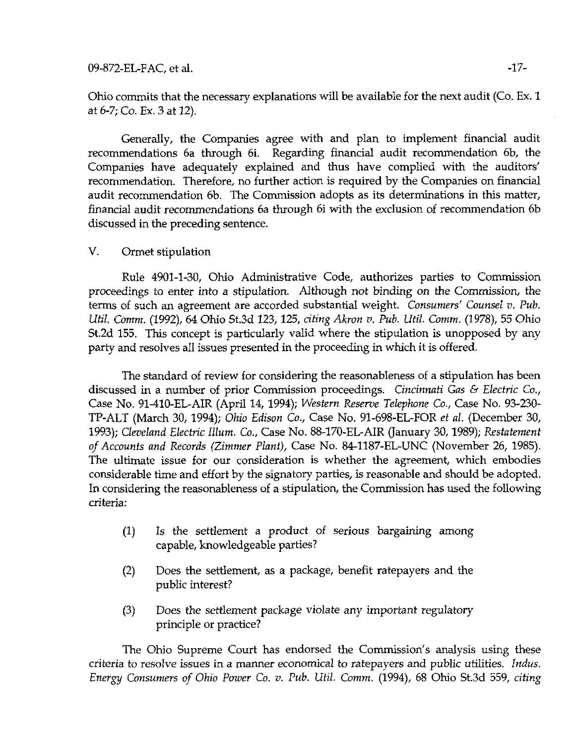Ohio commits that the necessary explanations will be available for the next audit (Co. Ex. 1 at 6-7; Co. Ex. 3 at 12).

Generally, the Companies agree with and plan to implement financial audit recommendations 6a through 6i. Regarding financial audit recommendation 6b, the Companies have adequately explained and thus have complied with the auditors' recommendation. Therefore, no further action is required by the Companies on financial audit recommendation 6b. The Commission adopts as its determinations in this matter, financial audit recommendations 6a through 6i with the exclusion of recommendation 6b discussed in the preceding sentence.

## V. Ormet stipulation

Rule 4901-1-30, Ohio Administrative Code, authorizes parties to Commission proceedings to enter into a stipulation. Although not binding on the Commission, the terms of such an agreement are accorded substantial weight. *Consumers' Counsel v. Pub. Util. Comm.* (1992), 64 Ohio St.3d 123, 125, *citing Akron v. Pub. Util. Comm.* (1978), 55 Ohio St.2d 155. This concept is particularly valid where the stipulation is unopposed by any party and resolves all issues presented in the proceeding in which it is offered.

The standard of review for considering the reasonableness of a stipulation has been discussed in a number of prior Commission proceedings. *Cincinnati Gas & Electric Co.*, Case No. 91-410-EL-AIR (April 14, 1994); *Western Reserve Telephone Co.*, Case No. 93-230-TP-ALT (March 30, 1994); *Ohio Edison Co.*, Case No. 91-698-EL-FOR *et al.* (December 30, 1993); *Cleveland Electric Illum. Co.*, Case No. 88-170-EL-AIR (January 30, 1989); *Restatement of Accounts and Records (Zimmer Plant)*, Case No. 84-1187-EL-UNC (November 26, 1985). The ultimate issue for our consideration is whether the agreement, which embodies considerable time and effort by the signatory parties, is reasonable and should be adopted. In considering the reasonableness of a stipulation, the Commission has used the following criteria:

(1) Is the settlement a product of serious bargaining among capable, knowledgeable parties?

(2) Does the settlement, as a package, benefit ratepayers and the public interest?

(3) Does the settlement package violate any important regulatory principle or practice?

The Ohio Supreme Court has endorsed the Commission's analysis using these criteria to resolve issues in a manner economical to ratepayers and public utilities. *Indus. Energy Consumers of Ohio Power Co. v. Pub. Util. Comm.* (1994), 68 Ohio St.3d 559, *citing*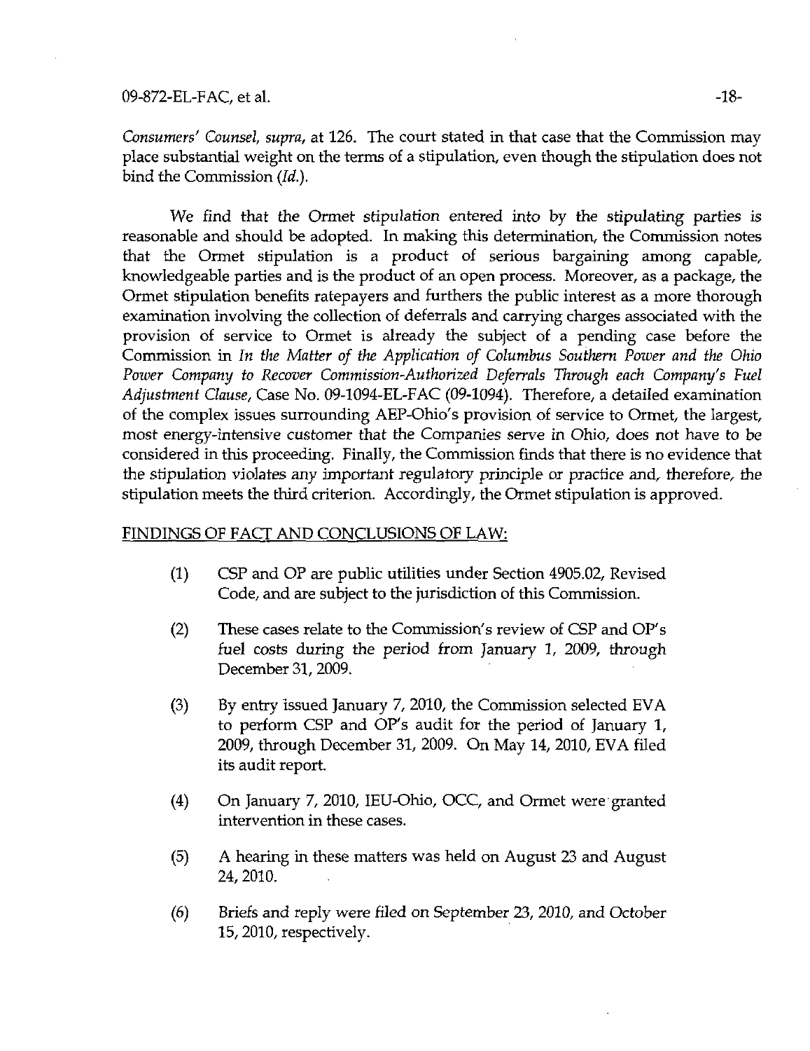*Consumers' Counsel, supra*, at 126. The court stated in that case that the Commission may place substantial weight on the terms of a stipulation, even though the stipulation does not bind the Commission (*Id.*).

We find that the Ormet stipulation entered into by the stipulating parties is reasonable and should be adopted. In making this determination, the Commission notes that the Ormet stipulation is a product of serious bargaining among capable, knowledgeable parties and is the product of an open process. Moreover, as a package, the Ormet stipulation benefits ratepayers and furthers the public interest as a more thorough examination involving the collection of deferrals and carrying charges associated with the provision of service to Ormet is already the subject of a pending case before the Commission in *In the Matter of the Application of Columbus Southern Power and the Ohio Power Company to Recover Commission-Authorized Deferrals Through each Company's Fuel Adjustment Clause*, Case No. 09-1094-EL-FAC (09-1094). Therefore, a detailed examination of the complex issues surrounding AEP-Ohio's provision of service to Ormet, the largest, most energy-intensive customer that the Companies serve in Ohio, does not have to be considered in this proceeding. Finally, the Commission finds that there is no evidence that the stipulation violates any important regulatory principle or practice and, therefore, the stipulation meets the third criterion. Accordingly, the Ormet stipulation is approved.

FINDINGS OF FACT AND CONCLUSIONS OF LAW:

(1) CSP and OP are public utilities under Section 4905.02, Revised Code, and are subject to the jurisdiction of this Commission.

(2) These cases relate to the Commission's review of CSP and OP's fuel costs during the period from January 1, 2009, through December 31, 2009.

(3) By entry issued January 7, 2010, the Commission selected EVA to perform CSP and OP's audit for the period of January 1, 2009, through December 31, 2009. On May 14, 2010, EVA filed its audit report.

(4) On January 7, 2010, IEU-Ohio, OCC, and Ormet were granted intervention in these cases.

(5) A hearing in these matters was held on August 23 and August 24, 2010.

(6) Briefs and reply were filed on September 23, 2010, and October 15, 2010, respectively.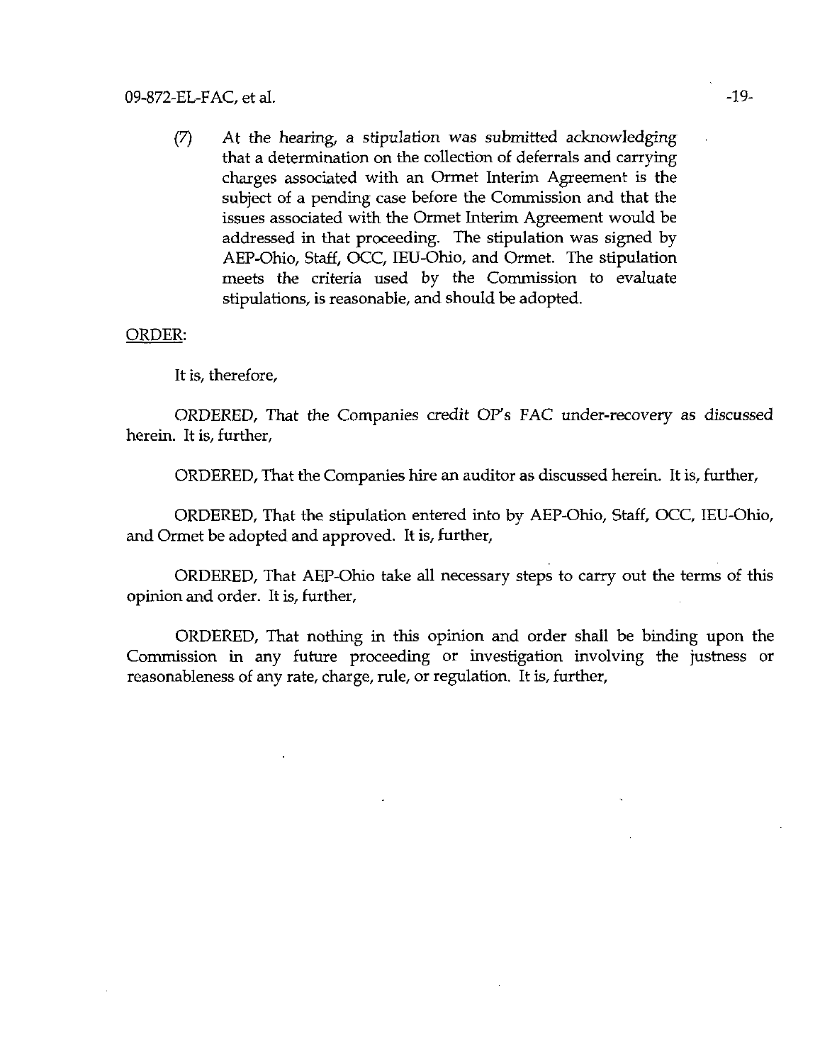(7) At the hearing, a stipulation was submitted acknowledging that a determination on the collection of deferrals and carrying charges associated with an Ormet Interim Agreement is the subject of a pending case before the Commission and that the issues associated with the Ormet Interim Agreement would be addressed in that proceeding. The stipulation was signed by AEP-Ohio, Staff, OCC, IEU-Ohio, and Ormet. The stipulation meets the criteria used by the Commission to evaluate stipulations, is reasonable, and should be adopted.

ORDER:

It is, therefore,

ORDERED, That the Companies credit OP's FAC under-recovery as discussed herein. It is, further,

ORDERED, That the Companies hire an auditor as discussed herein. It is, further,

ORDERED, That the stipulation entered into by AEP-Ohio, Staff, OCC, IEU-Ohio, and Ormet be adopted and approved. It is, further,

ORDERED, That AEP-Ohio take all necessary steps to carry out the terms of this opinion and order. It is, further,

ORDERED, That nothing in this opinion and order shall be binding upon the Commission in any future proceeding or investigation involving the justness or reasonableness of any rate, charge, rule, or regulation. It is, further,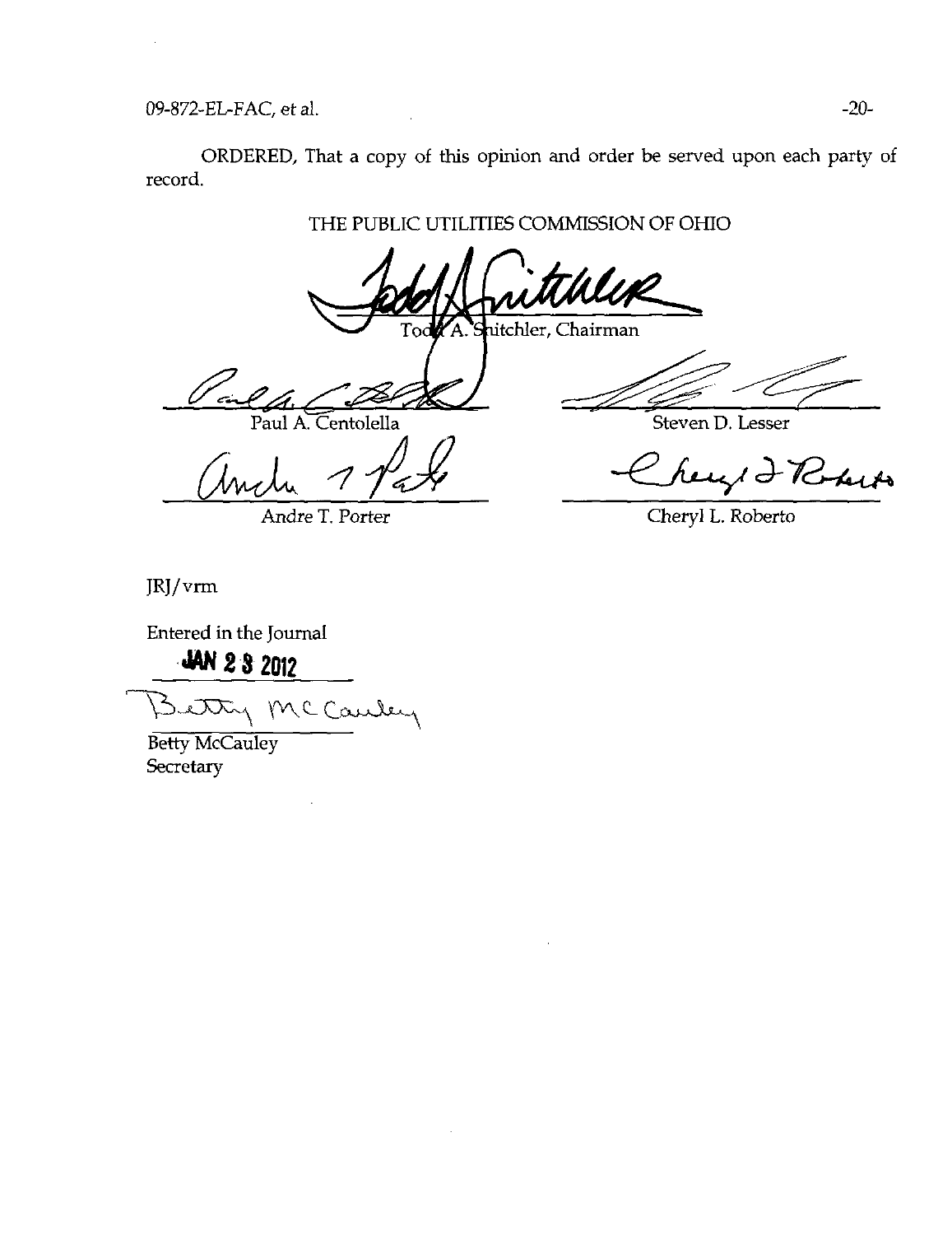ORDERED, That a copy of this opinion and order be served upon each party of record.

THE PUBLIC UTILITIES COMMISSION OF OHIO

Todd A. Snitchler, Chairman

Paul A. Centolella

Steven D. Lesser

Andre T. Porter

Cheryl L. Roberto

JRJ/vrm

Entered in the Journal

JAN 2 3 2012

Betty McCauley
Secretary